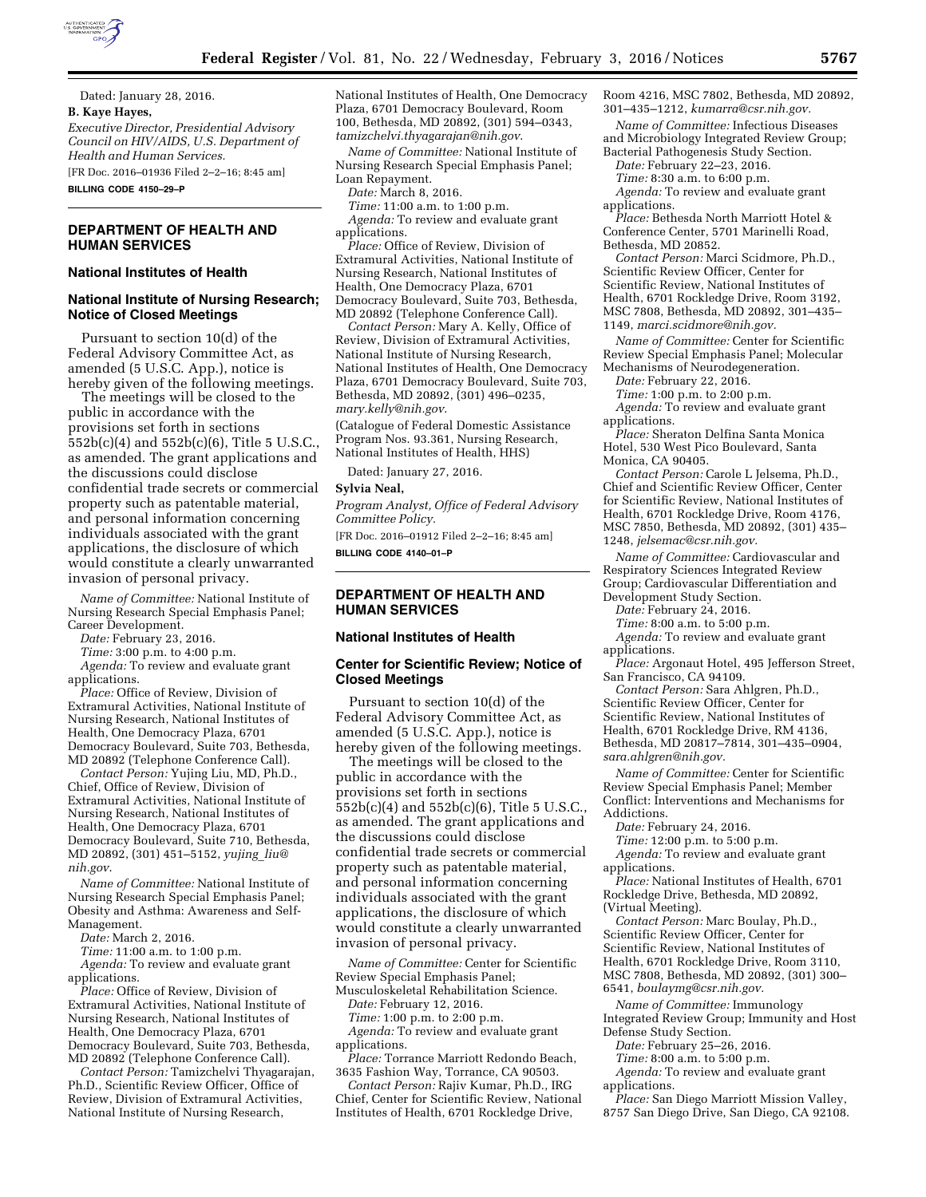Dated: January 28, 2016.

**B. Kaye Hayes,**

*Executive Director, Presidential Advisory Council on HIV/AIDS, U.S. Department of Health and Human Services.*

[FR Doc. 2016–01936 Filed 2–2–16; 8:45 am]

**BILLING CODE 4150–29–P**

## DEPARTMENT OF HEALTH AND HUMAN SERVICES

### National Institutes of Health

### National Institute of Nursing Research; Notice of Closed Meetings

Pursuant to section 10(d) of the Federal Advisory Committee Act, as amended (5 U.S.C. App.), notice is hereby given of the following meetings.

The meetings will be closed to the public in accordance with the provisions set forth in sections 552b(c)(4) and 552b(c)(6), Title 5 U.S.C., as amended. The grant applications and the discussions could disclose confidential trade secrets or commercial property such as patentable material, and personal information concerning individuals associated with the grant applications, the disclosure of which would constitute a clearly unwarranted invasion of personal privacy.

*Name of Committee:* National Institute of Nursing Research Special Emphasis Panel; Career Development.

*Date:* February 23, 2016.

*Time:* 3:00 p.m. to 4:00 p.m.

*Agenda:* To review and evaluate grant applications.

*Place:* Office of Review, Division of Extramural Activities, National Institute of Nursing Research, National Institutes of Health, One Democracy Plaza, 6701 Democracy Boulevard, Suite 703, Bethesda, MD 20892 (Telephone Conference Call).

*Contact Person:* Yujing Liu, MD, Ph.D., Chief, Office of Review, Division of Extramural Activities, National Institute of Nursing Research, National Institutes of Health, One Democracy Plaza, 6701 Democracy Boulevard, Suite 710, Bethesda, MD 20892, (301) 451–5152, *yujing_liu@nih.gov*.

*Name of Committee:* National Institute of Nursing Research Special Emphasis Panel; Obesity and Asthma: Awareness and Self-Management.

*Date:* March 2, 2016.

*Time:* 11:00 a.m. to 1:00 p.m.

*Agenda:* To review and evaluate grant applications.

*Place:* Office of Review, Division of Extramural Activities, National Institute of Nursing Research, National Institutes of Health, One Democracy Plaza, 6701 Democracy Boulevard, Suite 703, Bethesda, MD 20892 (Telephone Conference Call).

*Contact Person:* Tamizchelvi Thyagarajan, Ph.D., Scientific Review Officer, Office of Review, Division of Extramural Activities, National Institute of Nursing Research, National Institutes of Health, One Democracy Plaza, 6701 Democracy Boulevard, Room 100, Bethesda, MD 20892, (301) 594–0343, *tamizchelvi.thyagarajan@nih.gov*.

*Name of Committee:* National Institute of Nursing Research Special Emphasis Panel; Loan Repayment.

*Date:* March 8, 2016.

*Time:* 11:00 a.m. to 1:00 p.m.

*Agenda:* To review and evaluate grant applications.

*Place:* Office of Review, Division of Extramural Activities, National Institute of Nursing Research, National Institutes of Health, One Democracy Plaza, 6701 Democracy Boulevard, Suite 703, Bethesda, MD 20892 (Telephone Conference Call).

*Contact Person:* Mary A. Kelly, Office of Review, Division of Extramural Activities, National Institute of Nursing Research, National Institutes of Health, One Democracy Plaza, 6701 Democracy Boulevard, Suite 703, Bethesda, MD 20892, (301) 496–0235, *mary.kelly@nih.gov*.

(Catalogue of Federal Domestic Assistance Program Nos. 93.361, Nursing Research, National Institutes of Health, HHS)

Dated: January 27, 2016.

**Sylvia Neal,**

*Program Analyst, Office of Federal Advisory Committee Policy.*

[FR Doc. 2016–01912 Filed 2–2–16; 8:45 am]

**BILLING CODE 4140–01–P**

## DEPARTMENT OF HEALTH AND HUMAN SERVICES

### National Institutes of Health

### Center for Scientific Review; Notice of Closed Meetings

Pursuant to section 10(d) of the Federal Advisory Committee Act, as amended (5 U.S.C. App.), notice is hereby given of the following meetings.

The meetings will be closed to the public in accordance with the provisions set forth in sections 552b(c)(4) and 552b(c)(6), Title 5 U.S.C., as amended. The grant applications and the discussions could disclose confidential trade secrets or commercial property such as patentable material, and personal information concerning individuals associated with the grant applications, the disclosure of which would constitute a clearly unwarranted invasion of personal privacy.

*Name of Committee:* Center for Scientific Review Special Emphasis Panel; Musculoskeletal Rehabilitation Science.

*Date:* February 12, 2016.

*Time:* 1:00 p.m. to 2:00 p.m.

*Agenda:* To review and evaluate grant applications.

*Place:* Torrance Marriott Redondo Beach, 3635 Fashion Way, Torrance, CA 90503.

*Contact Person:* Rajiv Kumar, Ph.D., IRG Chief, Center for Scientific Review, National Institutes of Health, 6701 Rockledge Drive, Room 4216, MSC 7802, Bethesda, MD 20892, 301–435–1212, *kumarra@csr.nih.gov*.

*Name of Committee:* Infectious Diseases and Microbiology Integrated Review Group; Bacterial Pathogenesis Study Section.

*Date:* February 22–23, 2016.

*Time:* 8:30 a.m. to 6:00 p.m.

*Agenda:* To review and evaluate grant applications.

*Place:* Bethesda North Marriott Hotel & Conference Center, 5701 Marinelli Road, Bethesda, MD 20852.

*Contact Person:* Marci Scidmore, Ph.D., Scientific Review Officer, Center for Scientific Review, National Institutes of Health, 6701 Rockledge Drive, Room 3192, MSC 7808, Bethesda, MD 20892, 301–435–1149, *marci.scidmore@nih.gov*.

*Name of Committee:* Center for Scientific Review Special Emphasis Panel; Molecular Mechanisms of Neurodegeneration.

*Date:* February 22, 2016.

*Time:* 1:00 p.m. to 2:00 p.m.

*Agenda:* To review and evaluate grant applications.

*Place:* Sheraton Delfina Santa Monica Hotel, 530 West Pico Boulevard, Santa Monica, CA 90405.

*Contact Person:* Carole L Jelsema, Ph.D., Chief and Scientific Review Officer, Center for Scientific Review, National Institutes of Health, 6701 Rockledge Drive, Room 4176, MSC 7850, Bethesda, MD 20892, (301) 435–1248, *jelsemac@csr.nih.gov.*

*Name of Committee:* Cardiovascular and Respiratory Sciences Integrated Review Group; Cardiovascular Differentiation and Development Study Section.

*Date:* February 24, 2016.

*Time:* 8:00 a.m. to 5:00 p.m.

*Agenda:* To review and evaluate grant applications.

*Place:* Argonaut Hotel, 495 Jefferson Street, San Francisco, CA 94109.

*Contact Person:* Sara Ahlgren, Ph.D., Scientific Review Officer, Center for Scientific Review, National Institutes of Health, 6701 Rockledge Drive, RM 4136, Bethesda, MD 20817–7814, 301–435–0904, *sara.ahlgren@nih.gov.*

*Name of Committee:* Center for Scientific Review Special Emphasis Panel; Member Conflict: Interventions and Mechanisms for Addictions.

*Date:* February 24, 2016.

*Time:* 12:00 p.m. to 5:00 p.m.

*Agenda:* To review and evaluate grant applications.

*Place:* National Institutes of Health, 6701 Rockledge Drive, Bethesda, MD 20892, (Virtual Meeting).

*Contact Person:* Marc Boulay, Ph.D., Scientific Review Officer, Center for Scientific Review, National Institutes of Health, 6701 Rockledge Drive, Room 3110, MSC 7808, Bethesda, MD 20892, (301) 300–6541, *boulaymg@csr.nih.gov*.

*Name of Committee:* Immunology Integrated Review Group; Immunity and Host Defense Study Section.

*Date:* February 25–26, 2016.

*Time:* 8:00 a.m. to 5:00 p.m.

*Agenda:* To review and evaluate grant applications.

*Place:* San Diego Marriott Mission Valley, 8757 San Diego Drive, San Diego, CA 92108.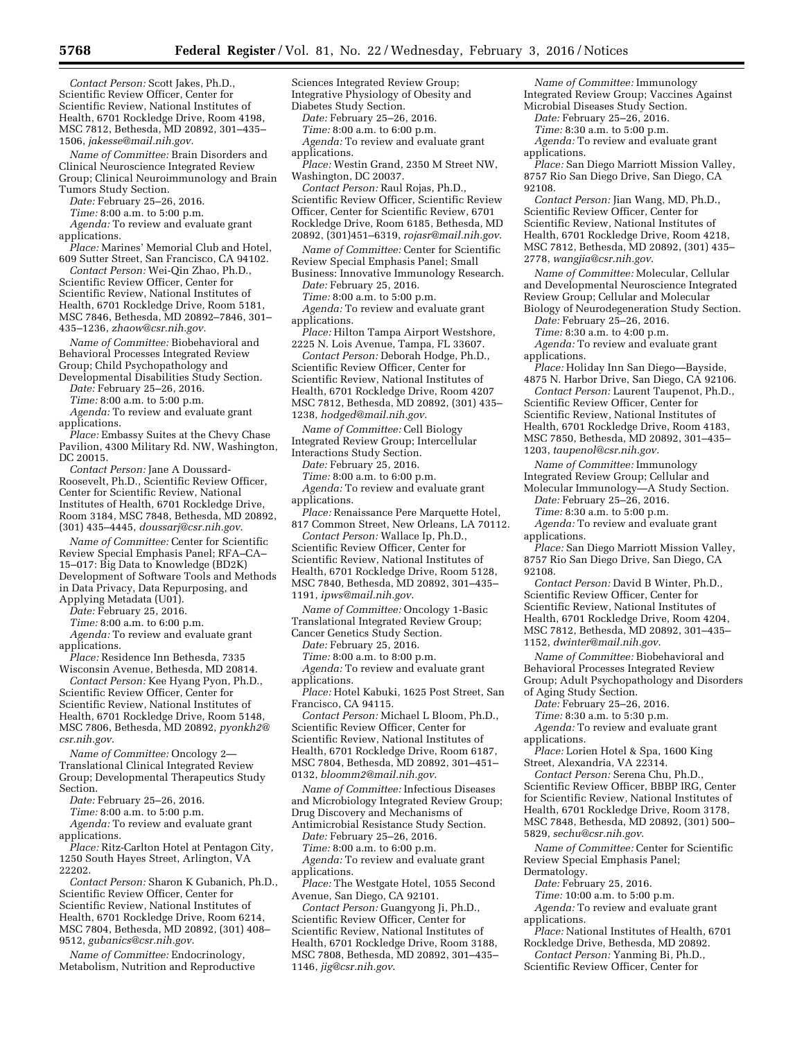*Contact Person:* Scott Jakes, Ph.D., Scientific Review Officer, Center for Scientific Review, National Institutes of Health, 6701 Rockledge Drive, Room 4198, MSC 7812, Bethesda, MD 20892, 301–435–1506, *jakesse@mail.nih.gov.*

*Name of Committee:* Brain Disorders and Clinical Neuroscience Integrated Review Group; Clinical Neuroimmunology and Brain Tumors Study Section.

*Date:* February 25–26, 2016.

*Time:* 8:00 a.m. to 5:00 p.m.

*Agenda:* To review and evaluate grant applications.

*Place:* Marines' Memorial Club and Hotel, 609 Sutter Street, San Francisco, CA 94102.

*Contact Person:* Wei-Qin Zhao, Ph.D., Scientific Review Officer, Center for Scientific Review, National Institutes of Health, 6701 Rockledge Drive, Room 5181, MSC 7846, Bethesda, MD 20892–7846, 301–435–1236, *zhaow@csr.nih.gov.*

*Name of Committee:* Biobehavioral and Behavioral Processes Integrated Review Group; Child Psychopathology and Developmental Disabilities Study Section.

*Date:* February 25–26, 2016.

*Time:* 8:00 a.m. to 5:00 p.m.

*Agenda:* To review and evaluate grant applications.

*Place:* Embassy Suites at the Chevy Chase Pavilion, 4300 Military Rd. NW, Washington, DC 20015.

*Contact Person:* Jane A Doussard-Roosevelt, Ph.D., Scientific Review Officer, Center for Scientific Review, National Institutes of Health, 6701 Rockledge Drive, Room 3184, MSC 7848, Bethesda, MD 20892, (301) 435–4445, *doussarj@csr.nih.gov.*

*Name of Committee:* Center for Scientific Review Special Emphasis Panel; RFA–CA–15–017: Big Data to Knowledge (BD2K) Development of Software Tools and Methods in Data Privacy, Data Repurposing, and Applying Metadata (U01).

*Date:* February 25, 2016.

*Time:* 8:00 a.m. to 6:00 p.m.

*Agenda:* To review and evaluate grant applications.

*Place:* Residence Inn Bethesda, 7335 Wisconsin Avenue, Bethesda, MD 20814.

*Contact Person:* Kee Hyang Pyon, Ph.D., Scientific Review Officer, Center for Scientific Review, National Institutes of Health, 6701 Rockledge Drive, Room 5148, MSC 7806, Bethesda, MD 20892, *pyonkh2@csr.nih.gov.*

*Name of Committee:* Oncology 2—Translational Clinical Integrated Review Group; Developmental Therapeutics Study Section.

*Date:* February 25–26, 2016.

*Time:* 8:00 a.m. to 5:00 p.m.

*Agenda:* To review and evaluate grant applications.

*Place:* Ritz-Carlton Hotel at Pentagon City, 1250 South Hayes Street, Arlington, VA 22202.

*Contact Person:* Sharon K Gubanich, Ph.D., Scientific Review Officer, Center for Scientific Review, National Institutes of Health, 6701 Rockledge Drive, Room 6214, MSC 7804, Bethesda, MD 20892, (301) 408–9512, *gubanics@csr.nih.gov.*

*Name of Committee:* Endocrinology, Metabolism, Nutrition and Reproductive Sciences Integrated Review Group; Integrative Physiology of Obesity and Diabetes Study Section.

*Date:* February 25–26, 2016.

*Time:* 8:00 a.m. to 6:00 p.m.

*Agenda:* To review and evaluate grant applications.

*Place:* Westin Grand, 2350 M Street NW, Washington, DC 20037.

*Contact Person:* Raul Rojas, Ph.D., Scientific Review Officer, Scientific Review Officer, Center for Scientific Review, 6701 Rockledge Drive, Room 6185, Bethesda, MD 20892, (301)451–6319, *rojasr@mail.nih.gov.*

*Name of Committee:* Center for Scientific Review Special Emphasis Panel; Small Business: Innovative Immunology Research.

*Date:* February 25, 2016.

*Time:* 8:00 a.m. to 5:00 p.m.

*Agenda:* To review and evaluate grant applications.

*Place:* Hilton Tampa Airport Westshore, 2225 N. Lois Avenue, Tampa, FL 33607.

*Contact Person:* Deborah Hodge, Ph.D., Scientific Review Officer, Center for Scientific Review, National Institutes of Health, 6701 Rockledge Drive, Room 4207 MSC 7812, Bethesda, MD 20892, (301) 435–1238, *hodged@mail.nih.gov.*

*Name of Committee:* Cell Biology Integrated Review Group; Intercellular Interactions Study Section.

*Date:* February 25, 2016.

*Time:* 8:00 a.m. to 6:00 p.m.

*Agenda:* To review and evaluate grant applications.

*Place:* Renaissance Pere Marquette Hotel, 817 Common Street, New Orleans, LA 70112.

*Contact Person:* Wallace Ip, Ph.D., Scientific Review Officer, Center for Scientific Review, National Institutes of Health, 6701 Rockledge Drive, Room 5128, MSC 7840, Bethesda, MD 20892, 301–435–1191, *ipws@mail.nih.gov.*

*Name of Committee:* Oncology 1-Basic Translational Integrated Review Group; Cancer Genetics Study Section.

*Date:* February 25, 2016.

*Time:* 8:00 a.m. to 8:00 p.m.

*Agenda:* To review and evaluate grant applications.

*Place:* Hotel Kabuki, 1625 Post Street, San Francisco, CA 94115.

*Contact Person:* Michael L Bloom, Ph.D., Scientific Review Officer, Center for Scientific Review, National Institutes of Health, 6701 Rockledge Drive, Room 6187, MSC 7804, Bethesda, MD 20892, 301–451–0132, *bloomm2@mail.nih.gov.*

*Name of Committee:* Infectious Diseases and Microbiology Integrated Review Group; Drug Discovery and Mechanisms of Antimicrobial Resistance Study Section.

*Date:* February 25–26, 2016.

*Time:* 8:00 a.m. to 6:00 p.m.

*Agenda:* To review and evaluate grant applications.

*Place:* The Westgate Hotel, 1055 Second Avenue, San Diego, CA 92101.

*Contact Person:* Guangyong Ji, Ph.D., Scientific Review Officer, Center for Scientific Review, National Institutes of Health, 6701 Rockledge Drive, Room 3188, MSC 7808, Bethesda, MD 20892, 301–435–1146, *jig@csr.nih.gov.*

*Name of Committee:* Immunology Integrated Review Group; Vaccines Against Microbial Diseases Study Section.

*Date:* February 25–26, 2016.

*Time:* 8:30 a.m. to 5:00 p.m.

*Agenda:* To review and evaluate grant applications.

*Place:* San Diego Marriott Mission Valley, 8757 Rio San Diego Drive, San Diego, CA 92108.

*Contact Person:* Jian Wang, MD, Ph.D., Scientific Review Officer, Center for Scientific Review, National Institutes of Health, 6701 Rockledge Drive, Room 4218, MSC 7812, Bethesda, MD 20892, (301) 435–2778, *wangjia@csr.nih.gov.*

*Name of Committee:* Molecular, Cellular and Developmental Neuroscience Integrated Review Group; Cellular and Molecular Biology of Neurodegeneration Study Section.

*Date:* February 25–26, 2016.

*Time:* 8:30 a.m. to 4:00 p.m.

*Agenda:* To review and evaluate grant applications.

*Place:* Holiday Inn San Diego—Bayside, 4875 N. Harbor Drive, San Diego, CA 92106.

*Contact Person:* Laurent Taupenot, Ph.D., Scientific Review Officer, Center for Scientific Review, National Institutes of Health, 6701 Rockledge Drive, Room 4183, MSC 7850, Bethesda, MD 20892, 301–435–1203, *taupenol@csr.nih.gov.*

*Name of Committee:* Immunology Integrated Review Group; Cellular and Molecular Immunology—A Study Section.

*Date:* February 25–26, 2016.

*Time:* 8:30 a.m. to 5:00 p.m.

*Agenda:* To review and evaluate grant applications.

*Place:* San Diego Marriott Mission Valley, 8757 Rio San Diego Drive, San Diego, CA 92108.

*Contact Person:* David B Winter, Ph.D., Scientific Review Officer, Center for Scientific Review, National Institutes of Health, 6701 Rockledge Drive, Room 4204, MSC 7812, Bethesda, MD 20892, 301–435–1152, *dwinter@mail.nih.gov.*

*Name of Committee:* Biobehavioral and Behavioral Processes Integrated Review Group; Adult Psychopathology and Disorders of Aging Study Section.

*Date:* February 25–26, 2016.

*Time:* 8:30 a.m. to 5:30 p.m.

*Agenda:* To review and evaluate grant applications.

*Place:* Lorien Hotel & Spa, 1600 King Street, Alexandria, VA 22314.

*Contact Person:* Serena Chu, Ph.D., Scientific Review Officer, BBBP IRG, Center for Scientific Review, National Institutes of Health, 6701 Rockledge Drive, Room 3178, MSC 7848, Bethesda, MD 20892, (301) 500–5829, *sechu@csr.nih.gov.*

*Name of Committee:* Center for Scientific Review Special Emphasis Panel; Dermatology.

*Date:* February 25, 2016.

*Time:* 10:00 a.m. to 5:00 p.m.

*Agenda:* To review and evaluate grant applications.

*Place:* National Institutes of Health, 6701 Rockledge Drive, Bethesda, MD 20892.

*Contact Person:* Yanming Bi, Ph.D., Scientific Review Officer, Center for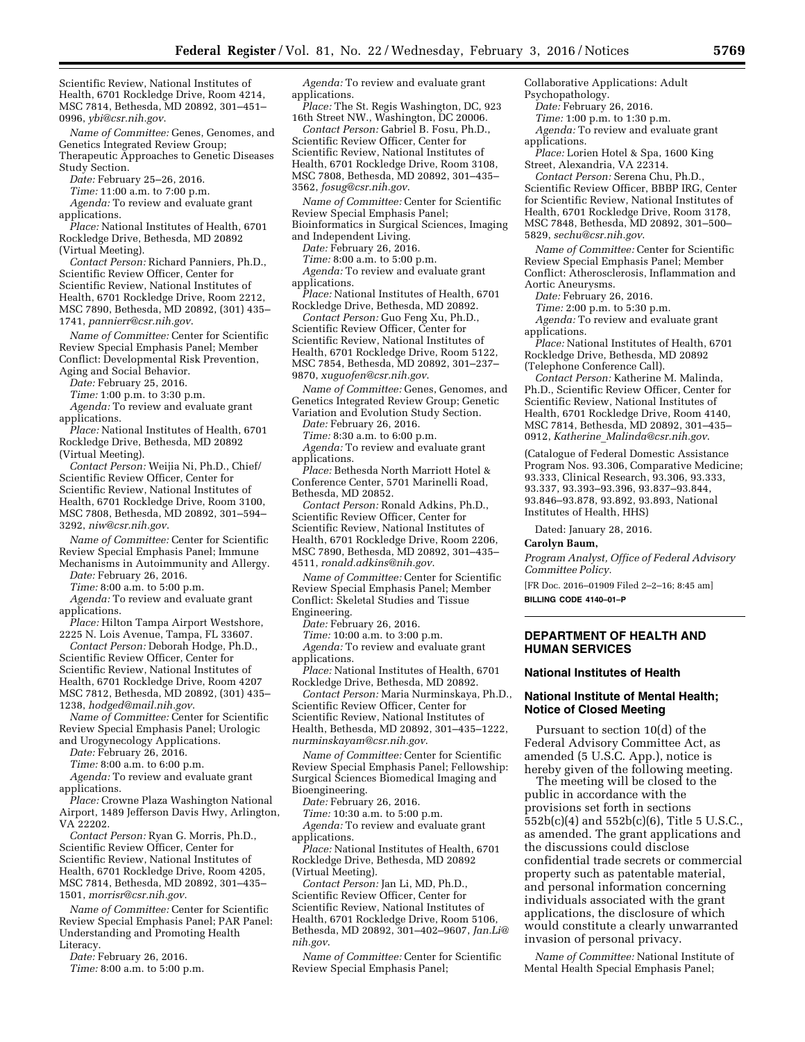Scientific Review, National Institutes of Health, 6701 Rockledge Drive, Room 4214, MSC 7814, Bethesda, MD 20892, 301–451–0996, *ybi@csr.nih.gov.*

*Name of Committee:* Genes, Genomes, and Genetics Integrated Review Group; Therapeutic Approaches to Genetic Diseases Study Section.

*Date:* February 25–26, 2016.

*Time:* 11:00 a.m. to 7:00 p.m.

*Agenda:* To review and evaluate grant applications.

*Place:* National Institutes of Health, 6701 Rockledge Drive, Bethesda, MD 20892 (Virtual Meeting).

*Contact Person:* Richard Panniers, Ph.D., Scientific Review Officer, Center for Scientific Review, National Institutes of Health, 6701 Rockledge Drive, Room 2212, MSC 7890, Bethesda, MD 20892, (301) 435–1741, *pannierr@csr.nih.gov.*

*Name of Committee:* Center for Scientific Review Special Emphasis Panel; Member Conflict: Developmental Risk Prevention, Aging and Social Behavior.

*Date:* February 25, 2016.

*Time:* 1:00 p.m. to 3:30 p.m.

*Agenda:* To review and evaluate grant applications.

*Place:* National Institutes of Health, 6701 Rockledge Drive, Bethesda, MD 20892 (Virtual Meeting).

*Contact Person:* Weijia Ni, Ph.D., Chief/Scientific Review Officer, Center for Scientific Review, National Institutes of Health, 6701 Rockledge Drive, Room 3100, MSC 7808, Bethesda, MD 20892, 301–594–3292, *niw@csr.nih.gov.*

*Name of Committee:* Center for Scientific Review Special Emphasis Panel; Immune Mechanisms in Autoimmunity and Allergy.

*Date:* February 26, 2016.

*Time:* 8:00 a.m. to 5:00 p.m.

*Agenda:* To review and evaluate grant applications.

*Place:* Hilton Tampa Airport Westshore, 2225 N. Lois Avenue, Tampa, FL 33607.

*Contact Person:* Deborah Hodge, Ph.D., Scientific Review Officer, Center for Scientific Review, National Institutes of Health, 6701 Rockledge Drive, Room 4207 MSC 7812, Bethesda, MD 20892, (301) 435–1238, *hodged@mail.nih.gov.*

*Name of Committee:* Center for Scientific Review Special Emphasis Panel; Urologic and Urogynecology Applications.

*Date:* February 26, 2016.

*Time:* 8:00 a.m. to 6:00 p.m.

*Agenda:* To review and evaluate grant applications.

*Place:* Crowne Plaza Washington National Airport, 1489 Jefferson Davis Hwy, Arlington, VA 22202.

*Contact Person:* Ryan G. Morris, Ph.D., Scientific Review Officer, Center for Scientific Review, National Institutes of Health, 6701 Rockledge Drive, Room 4205, MSC 7814, Bethesda, MD 20892, 301–435–1501, *morrisr@csr.nih.gov.*

*Name of Committee:* Center for Scientific Review Special Emphasis Panel; PAR Panel: Understanding and Promoting Health Literacy.

*Date:* February 26, 2016.

*Time:* 8:00 a.m. to 5:00 p.m.

*Agenda:* To review and evaluate grant applications.

*Place:* The St. Regis Washington, DC, 923 16th Street NW., Washington, DC 20006.

*Contact Person:* Gabriel B. Fosu, Ph.D., Scientific Review Officer, Center for Scientific Review, National Institutes of Health, 6701 Rockledge Drive, Room 3108, MSC 7808, Bethesda, MD 20892, 301–435–3562, *fosug@csr.nih.gov.*

*Name of Committee:* Center for Scientific Review Special Emphasis Panel; Bioinformatics in Surgical Sciences, Imaging and Independent Living.

*Date:* February 26, 2016.

*Time:* 8:00 a.m. to 5:00 p.m.

*Agenda:* To review and evaluate grant applications.

*Place:* National Institutes of Health, 6701 Rockledge Drive, Bethesda, MD 20892.

*Contact Person:* Guo Feng Xu, Ph.D., Scientific Review Officer, Center for Scientific Review, National Institutes of Health, 6701 Rockledge Drive, Room 5122, MSC 7854, Bethesda, MD 20892, 301–237–9870, *xuguofen@csr.nih.gov.*

*Name of Committee:* Genes, Genomes, and Genetics Integrated Review Group; Genetic Variation and Evolution Study Section.

*Date:* February 26, 2016.

*Time:* 8:30 a.m. to 6:00 p.m.

*Agenda:* To review and evaluate grant applications.

*Place:* Bethesda North Marriott Hotel & Conference Center, 5701 Marinelli Road, Bethesda, MD 20852.

*Contact Person:* Ronald Adkins, Ph.D., Scientific Review Officer, Center for Scientific Review, National Institutes of Health, 6701 Rockledge Drive, Room 2206, MSC 7890, Bethesda, MD 20892, 301–435–4511, *ronald.adkins@nih.gov.*

*Name of Committee:* Center for Scientific Review Special Emphasis Panel; Member Conflict: Skeletal Studies and Tissue Engineering.

*Date:* February 26, 2016.

*Time:* 10:00 a.m. to 3:00 p.m.

*Agenda:* To review and evaluate grant applications.

*Place:* National Institutes of Health, 6701 Rockledge Drive, Bethesda, MD 20892.

*Contact Person:* Maria Nurminskaya, Ph.D., Scientific Review Officer, Center for Scientific Review, National Institutes of Health, Bethesda, MD 20892, 301–435–1222, *nurminskayam@csr.nih.gov.*

*Name of Committee:* Center for Scientific Review Special Emphasis Panel; Fellowship: Surgical Sciences Biomedical Imaging and Bioengineering.

*Date:* February 26, 2016.

*Time:* 10:30 a.m. to 5:00 p.m.

*Agenda:* To review and evaluate grant applications.

*Place:* National Institutes of Health, 6701 Rockledge Drive, Bethesda, MD 20892 (Virtual Meeting).

*Contact Person:* Jan Li, MD, Ph.D., Scientific Review Officer, Center for Scientific Review, National Institutes of Health, 6701 Rockledge Drive, Room 5106, Bethesda, MD 20892, 301–402–9607, *Jan.Li@nih.gov.*

*Name of Committee:* Center for Scientific Review Special Emphasis Panel; Collaborative Applications: Adult Psychopathology.

*Date:* February 26, 2016.

*Time:* 1:00 p.m. to 1:30 p.m.

*Agenda:* To review and evaluate grant applications.

*Place:* Lorien Hotel & Spa, 1600 King Street, Alexandria, VA 22314.

*Contact Person:* Serena Chu, Ph.D., Scientific Review Officer, BBBP IRG, Center for Scientific Review, National Institutes of Health, 6701 Rockledge Drive, Room 3178, MSC 7848, Bethesda, MD 20892, 301–500–5829, *sechu@csr.nih.gov.*

*Name of Committee:* Center for Scientific Review Special Emphasis Panel; Member Conflict: Atherosclerosis, Inflammation and Aortic Aneurysms.

*Date:* February 26, 2016.

*Time:* 2:00 p.m. to 5:30 p.m.

*Agenda:* To review and evaluate grant applications.

*Place:* National Institutes of Health, 6701 Rockledge Drive, Bethesda, MD 20892 (Telephone Conference Call).

*Contact Person:* Katherine M. Malinda, Ph.D., Scientific Review Officer, Center for Scientific Review, National Institutes of Health, 6701 Rockledge Drive, Room 4140, MSC 7814, Bethesda, MD 20892, 301–435–0912, *Katherine_Malinda@csr.nih.gov.*

(Catalogue of Federal Domestic Assistance Program Nos. 93.306, Comparative Medicine; 93.333, Clinical Research, 93.306, 93.333, 93.337, 93.393–93.396, 93.837–93.844, 93.846–93.878, 93.892, 93.893, National Institutes of Health, HHS)

Dated: January 28, 2016.

**Carolyn Baum,**

*Program Analyst, Office of Federal Advisory Committee Policy.*

[FR Doc. 2016–01909 Filed 2–2–16; 8:45 am]

**BILLING CODE 4140–01–P**

## DEPARTMENT OF HEALTH AND HUMAN SERVICES

### National Institutes of Health

### National Institute of Mental Health; Notice of Closed Meeting

Pursuant to section 10(d) of the Federal Advisory Committee Act, as amended (5 U.S.C. App.), notice is hereby given of the following meeting.

The meeting will be closed to the public in accordance with the provisions set forth in sections 552b(c)(4) and 552b(c)(6), Title 5 U.S.C., as amended. The grant applications and the discussions could disclose confidential trade secrets or commercial property such as patentable material, and personal information concerning individuals associated with the grant applications, the disclosure of which would constitute a clearly unwarranted invasion of personal privacy.

*Name of Committee:* National Institute of Mental Health Special Emphasis Panel;